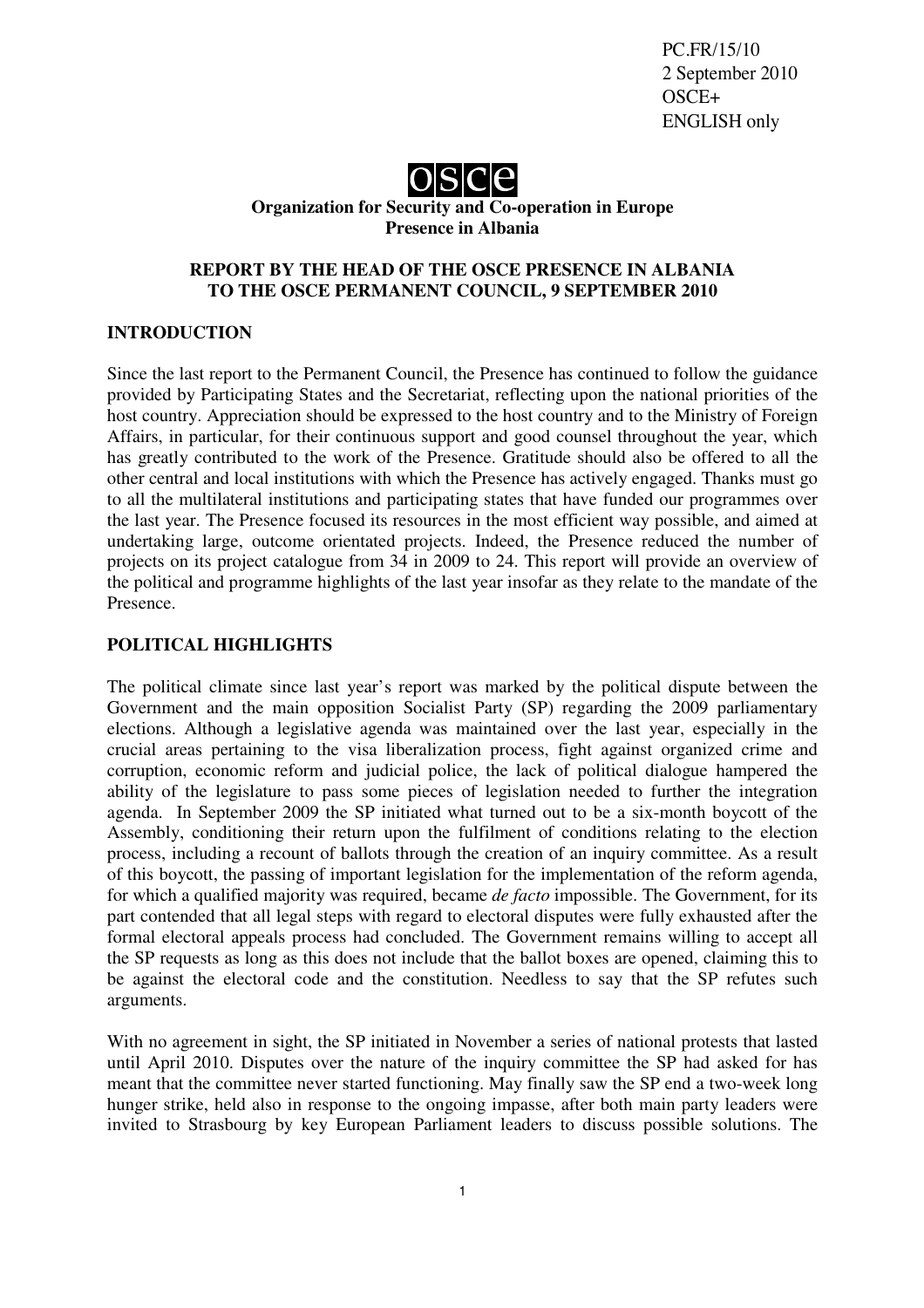PC.FR/15/10
2 September 2010
OSCE+
ENGLISH only

**osce**

**Organization for Security and Co-operation in Europe**
**Presence in Albania**

# REPORT BY THE HEAD OF THE OSCE PRESENCE IN ALBANIA TO THE OSCE PERMANENT COUNCIL, 9 SEPTEMBER 2010

## INTRODUCTION

Since the last report to the Permanent Council, the Presence has continued to follow the guidance provided by Participating States and the Secretariat, reflecting upon the national priorities of the host country. Appreciation should be expressed to the host country and to the Ministry of Foreign Affairs, in particular, for their continuous support and good counsel throughout the year, which has greatly contributed to the work of the Presence. Gratitude should also be offered to all the other central and local institutions with which the Presence has actively engaged. Thanks must go to all the multilateral institutions and participating states that have funded our programmes over the last year. The Presence focused its resources in the most efficient way possible, and aimed at undertaking large, outcome orientated projects. Indeed, the Presence reduced the number of projects on its project catalogue from 34 in 2009 to 24. This report will provide an overview of the political and programme highlights of the last year insofar as they relate to the mandate of the Presence.

## POLITICAL HIGHLIGHTS

The political climate since last year's report was marked by the political dispute between the Government and the main opposition Socialist Party (SP) regarding the 2009 parliamentary elections. Although a legislative agenda was maintained over the last year, especially in the crucial areas pertaining to the visa liberalization process, fight against organized crime and corruption, economic reform and judicial police, the lack of political dialogue hampered the ability of the legislature to pass some pieces of legislation needed to further the integration agenda. In September 2009 the SP initiated what turned out to be a six-month boycott of the Assembly, conditioning their return upon the fulfilment of conditions relating to the election process, including a recount of ballots through the creation of an inquiry committee. As a result of this boycott, the passing of important legislation for the implementation of the reform agenda, for which a qualified majority was required, became *de facto* impossible. The Government, for its part contended that all legal steps with regard to electoral disputes were fully exhausted after the formal electoral appeals process had concluded. The Government remains willing to accept all the SP requests as long as this does not include that the ballot boxes are opened, claiming this to be against the electoral code and the constitution. Needless to say that the SP refutes such arguments.

With no agreement in sight, the SP initiated in November a series of national protests that lasted until April 2010. Disputes over the nature of the inquiry committee the SP had asked for has meant that the committee never started functioning. May finally saw the SP end a two-week long hunger strike, held also in response to the ongoing impasse, after both main party leaders were invited to Strasbourg by key European Parliament leaders to discuss possible solutions. The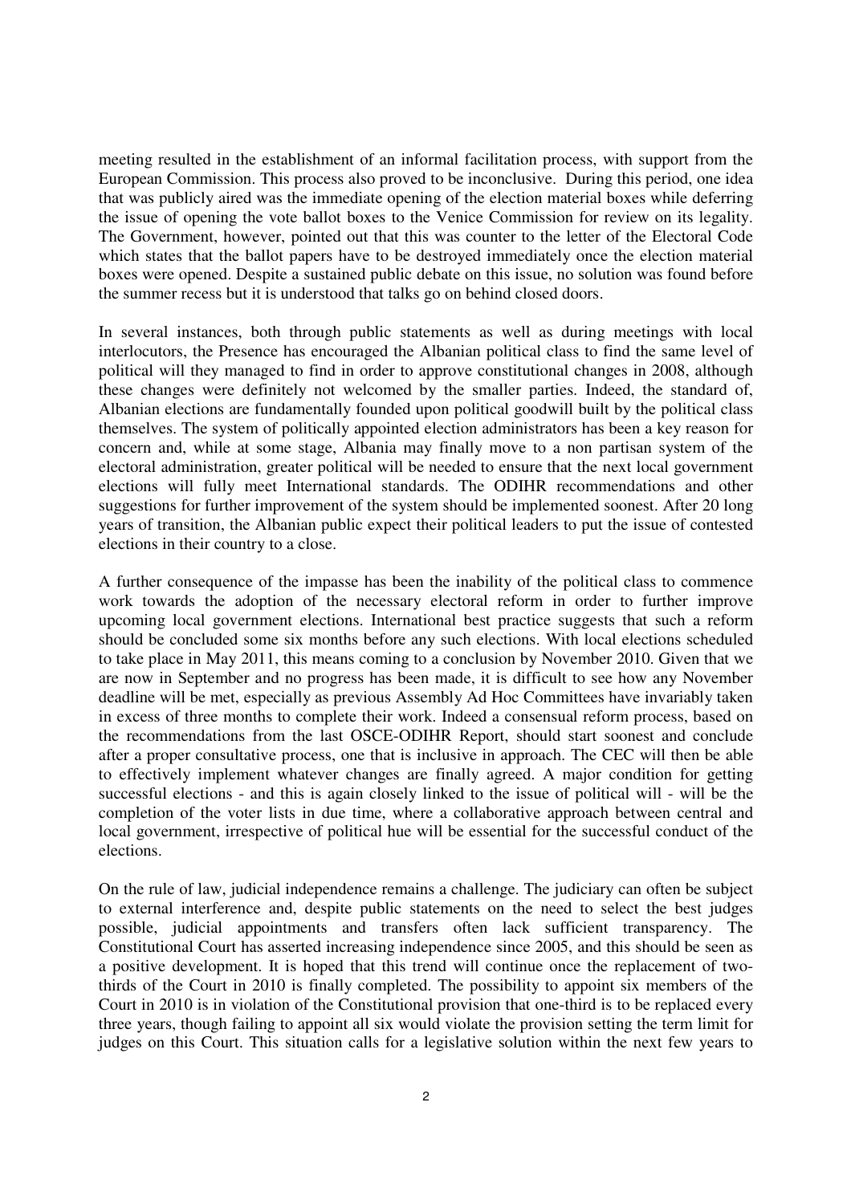meeting resulted in the establishment of an informal facilitation process, with support from the European Commission. This process also proved to be inconclusive. During this period, one idea that was publicly aired was the immediate opening of the election material boxes while deferring the issue of opening the vote ballot boxes to the Venice Commission for review on its legality. The Government, however, pointed out that this was counter to the letter of the Electoral Code which states that the ballot papers have to be destroyed immediately once the election material boxes were opened. Despite a sustained public debate on this issue, no solution was found before the summer recess but it is understood that talks go on behind closed doors.

In several instances, both through public statements as well as during meetings with local interlocutors, the Presence has encouraged the Albanian political class to find the same level of political will they managed to find in order to approve constitutional changes in 2008, although these changes were definitely not welcomed by the smaller parties. Indeed, the standard of, Albanian elections are fundamentally founded upon political goodwill built by the political class themselves. The system of politically appointed election administrators has been a key reason for concern and, while at some stage, Albania may finally move to a non partisan system of the electoral administration, greater political will be needed to ensure that the next local government elections will fully meet International standards. The ODIHR recommendations and other suggestions for further improvement of the system should be implemented soonest. After 20 long years of transition, the Albanian public expect their political leaders to put the issue of contested elections in their country to a close.

A further consequence of the impasse has been the inability of the political class to commence work towards the adoption of the necessary electoral reform in order to further improve upcoming local government elections. International best practice suggests that such a reform should be concluded some six months before any such elections. With local elections scheduled to take place in May 2011, this means coming to a conclusion by November 2010. Given that we are now in September and no progress has been made, it is difficult to see how any November deadline will be met, especially as previous Assembly Ad Hoc Committees have invariably taken in excess of three months to complete their work. Indeed a consensual reform process, based on the recommendations from the last OSCE-ODIHR Report, should start soonest and conclude after a proper consultative process, one that is inclusive in approach. The CEC will then be able to effectively implement whatever changes are finally agreed. A major condition for getting successful elections - and this is again closely linked to the issue of political will - will be the completion of the voter lists in due time, where a collaborative approach between central and local government, irrespective of political hue will be essential for the successful conduct of the elections.

On the rule of law, judicial independence remains a challenge. The judiciary can often be subject to external interference and, despite public statements on the need to select the best judges possible, judicial appointments and transfers often lack sufficient transparency. The Constitutional Court has asserted increasing independence since 2005, and this should be seen as a positive development. It is hoped that this trend will continue once the replacement of two-thirds of the Court in 2010 is finally completed. The possibility to appoint six members of the Court in 2010 is in violation of the Constitutional provision that one-third is to be replaced every three years, though failing to appoint all six would violate the provision setting the term limit for judges on this Court. This situation calls for a legislative solution within the next few years to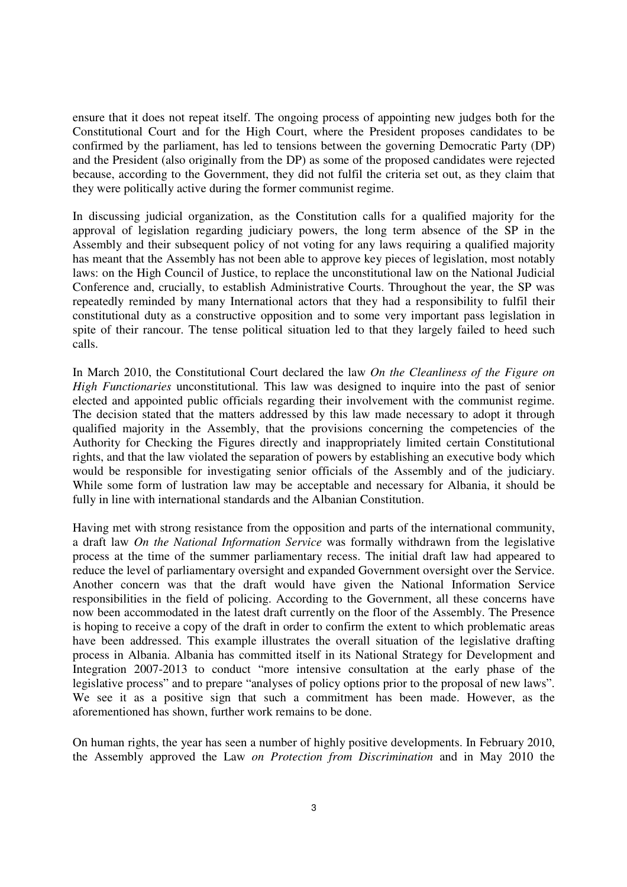ensure that it does not repeat itself. The ongoing process of appointing new judges both for the Constitutional Court and for the High Court, where the President proposes candidates to be confirmed by the parliament, has led to tensions between the governing Democratic Party (DP) and the President (also originally from the DP) as some of the proposed candidates were rejected because, according to the Government, they did not fulfil the criteria set out, as they claim that they were politically active during the former communist regime.

In discussing judicial organization, as the Constitution calls for a qualified majority for the approval of legislation regarding judiciary powers, the long term absence of the SP in the Assembly and their subsequent policy of not voting for any laws requiring a qualified majority has meant that the Assembly has not been able to approve key pieces of legislation, most notably laws: on the High Council of Justice, to replace the unconstitutional law on the National Judicial Conference and, crucially, to establish Administrative Courts. Throughout the year, the SP was repeatedly reminded by many International actors that they had a responsibility to fulfil their constitutional duty as a constructive opposition and to some very important pass legislation in spite of their rancour. The tense political situation led to that they largely failed to heed such calls.

In March 2010, the Constitutional Court declared the law *On the Cleanliness of the Figure on High Functionaries* unconstitutional. This law was designed to inquire into the past of senior elected and appointed public officials regarding their involvement with the communist regime. The decision stated that the matters addressed by this law made necessary to adopt it through qualified majority in the Assembly, that the provisions concerning the competencies of the Authority for Checking the Figures directly and inappropriately limited certain Constitutional rights, and that the law violated the separation of powers by establishing an executive body which would be responsible for investigating senior officials of the Assembly and of the judiciary. While some form of lustration law may be acceptable and necessary for Albania, it should be fully in line with international standards and the Albanian Constitution.

Having met with strong resistance from the opposition and parts of the international community, a draft law *On the National Information Service* was formally withdrawn from the legislative process at the time of the summer parliamentary recess. The initial draft law had appeared to reduce the level of parliamentary oversight and expanded Government oversight over the Service. Another concern was that the draft would have given the National Information Service responsibilities in the field of policing. According to the Government, all these concerns have now been accommodated in the latest draft currently on the floor of the Assembly. The Presence is hoping to receive a copy of the draft in order to confirm the extent to which problematic areas have been addressed. This example illustrates the overall situation of the legislative drafting process in Albania. Albania has committed itself in its National Strategy for Development and Integration 2007-2013 to conduct "more intensive consultation at the early phase of the legislative process" and to prepare "analyses of policy options prior to the proposal of new laws". We see it as a positive sign that such a commitment has been made. However, as the aforementioned has shown, further work remains to be done.

On human rights, the year has seen a number of highly positive developments. In February 2010, the Assembly approved the Law *on Protection from Discrimination* and in May 2010 the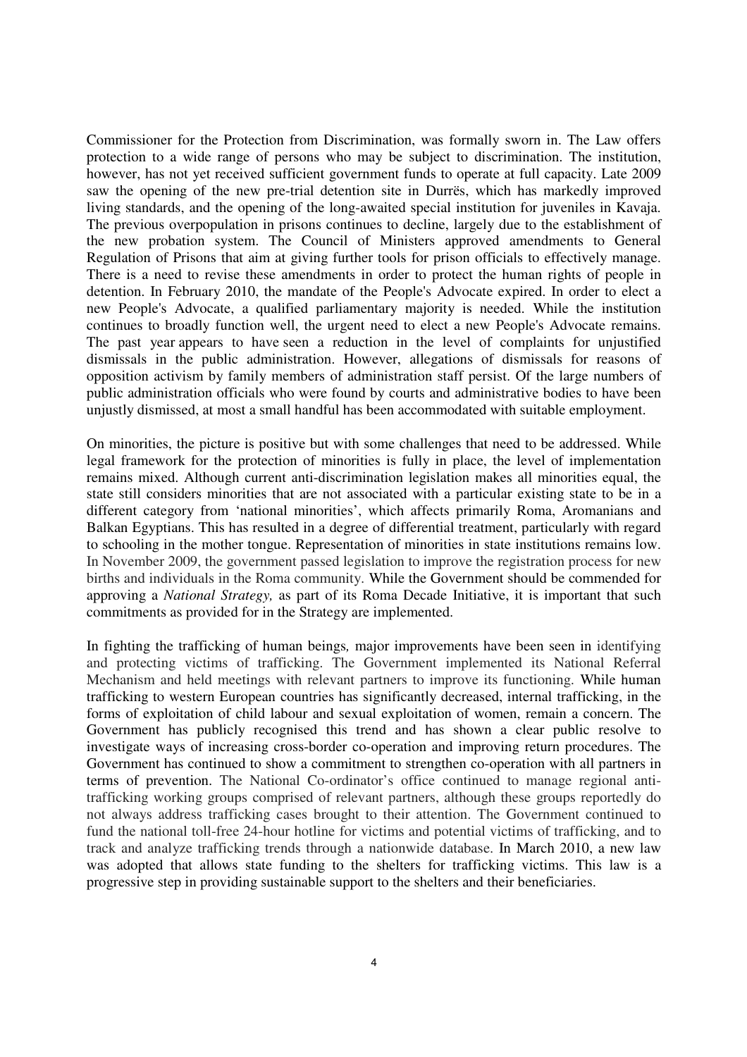Commissioner for the Protection from Discrimination, was formally sworn in. The Law offers protection to a wide range of persons who may be subject to discrimination. The institution, however, has not yet received sufficient government funds to operate at full capacity. Late 2009 saw the opening of the new pre-trial detention site in Durrës, which has markedly improved living standards, and the opening of the long-awaited special institution for juveniles in Kavaja. The previous overpopulation in prisons continues to decline, largely due to the establishment of the new probation system. The Council of Ministers approved amendments to General Regulation of Prisons that aim at giving further tools for prison officials to effectively manage. There is a need to revise these amendments in order to protect the human rights of people in detention. In February 2010, the mandate of the People's Advocate expired. In order to elect a new People's Advocate, a qualified parliamentary majority is needed. While the institution continues to broadly function well, the urgent need to elect a new People's Advocate remains. The past year appears to have seen a reduction in the level of complaints for unjustified dismissals in the public administration. However, allegations of dismissals for reasons of opposition activism by family members of administration staff persist. Of the large numbers of public administration officials who were found by courts and administrative bodies to have been unjustly dismissed, at most a small handful has been accommodated with suitable employment.

On minorities, the picture is positive but with some challenges that need to be addressed. While legal framework for the protection of minorities is fully in place, the level of implementation remains mixed. Although current anti-discrimination legislation makes all minorities equal, the state still considers minorities that are not associated with a particular existing state to be in a different category from 'national minorities', which affects primarily Roma, Aromanians and Balkan Egyptians. This has resulted in a degree of differential treatment, particularly with regard to schooling in the mother tongue. Representation of minorities in state institutions remains low. In November 2009, the government passed legislation to improve the registration process for new births and individuals in the Roma community. While the Government should be commended for approving a *National Strategy,* as part of its Roma Decade Initiative, it is important that such commitments as provided for in the Strategy are implemented.

In fighting the trafficking of human beings*,* major improvements have been seen in identifying and protecting victims of trafficking. The Government implemented its National Referral Mechanism and held meetings with relevant partners to improve its functioning. While human trafficking to western European countries has significantly decreased, internal trafficking, in the forms of exploitation of child labour and sexual exploitation of women, remain a concern. The Government has publicly recognised this trend and has shown a clear public resolve to investigate ways of increasing cross-border co-operation and improving return procedures. The Government has continued to show a commitment to strengthen co-operation with all partners in terms of prevention. The National Co-ordinator's office continued to manage regional anti-trafficking working groups comprised of relevant partners, although these groups reportedly do not always address trafficking cases brought to their attention. The Government continued to fund the national toll-free 24-hour hotline for victims and potential victims of trafficking, and to track and analyze trafficking trends through a nationwide database. In March 2010, a new law was adopted that allows state funding to the shelters for trafficking victims. This law is a progressive step in providing sustainable support to the shelters and their beneficiaries.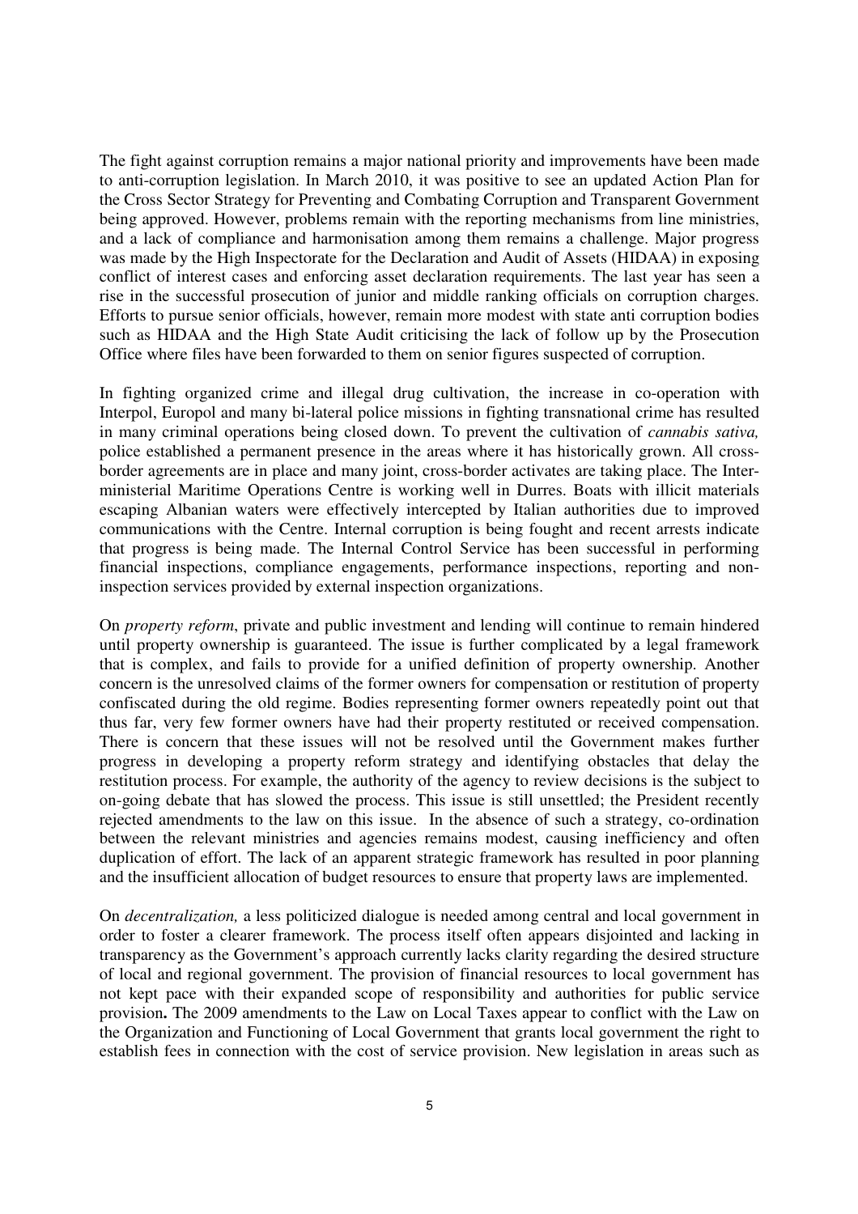The fight against corruption remains a major national priority and improvements have been made to anti-corruption legislation. In March 2010, it was positive to see an updated Action Plan for the Cross Sector Strategy for Preventing and Combating Corruption and Transparent Government being approved. However, problems remain with the reporting mechanisms from line ministries, and a lack of compliance and harmonisation among them remains a challenge. Major progress was made by the High Inspectorate for the Declaration and Audit of Assets (HIDAA) in exposing conflict of interest cases and enforcing asset declaration requirements. The last year has seen a rise in the successful prosecution of junior and middle ranking officials on corruption charges. Efforts to pursue senior officials, however, remain more modest with state anti corruption bodies such as HIDAA and the High State Audit criticising the lack of follow up by the Prosecution Office where files have been forwarded to them on senior figures suspected of corruption.

In fighting organized crime and illegal drug cultivation, the increase in co-operation with Interpol, Europol and many bi-lateral police missions in fighting transnational crime has resulted in many criminal operations being closed down. To prevent the cultivation of *cannabis sativa,* police established a permanent presence in the areas where it has historically grown. All cross-border agreements are in place and many joint, cross-border activates are taking place. The Inter-ministerial Maritime Operations Centre is working well in Durres. Boats with illicit materials escaping Albanian waters were effectively intercepted by Italian authorities due to improved communications with the Centre. Internal corruption is being fought and recent arrests indicate that progress is being made. The Internal Control Service has been successful in performing financial inspections, compliance engagements, performance inspections, reporting and non-inspection services provided by external inspection organizations.

On *property reform*, private and public investment and lending will continue to remain hindered until property ownership is guaranteed. The issue is further complicated by a legal framework that is complex, and fails to provide for a unified definition of property ownership. Another concern is the unresolved claims of the former owners for compensation or restitution of property confiscated during the old regime. Bodies representing former owners repeatedly point out that thus far, very few former owners have had their property restituted or received compensation. There is concern that these issues will not be resolved until the Government makes further progress in developing a property reform strategy and identifying obstacles that delay the restitution process. For example, the authority of the agency to review decisions is the subject to on-going debate that has slowed the process. This issue is still unsettled; the President recently rejected amendments to the law on this issue. In the absence of such a strategy, co-ordination between the relevant ministries and agencies remains modest, causing inefficiency and often duplication of effort. The lack of an apparent strategic framework has resulted in poor planning and the insufficient allocation of budget resources to ensure that property laws are implemented.

On *decentralization,* a less politicized dialogue is needed among central and local government in order to foster a clearer framework. The process itself often appears disjointed and lacking in transparency as the Government's approach currently lacks clarity regarding the desired structure of local and regional government. The provision of financial resources to local government has not kept pace with their expanded scope of responsibility and authorities for public service provision**.** The 2009 amendments to the Law on Local Taxes appear to conflict with the Law on the Organization and Functioning of Local Government that grants local government the right to establish fees in connection with the cost of service provision. New legislation in areas such as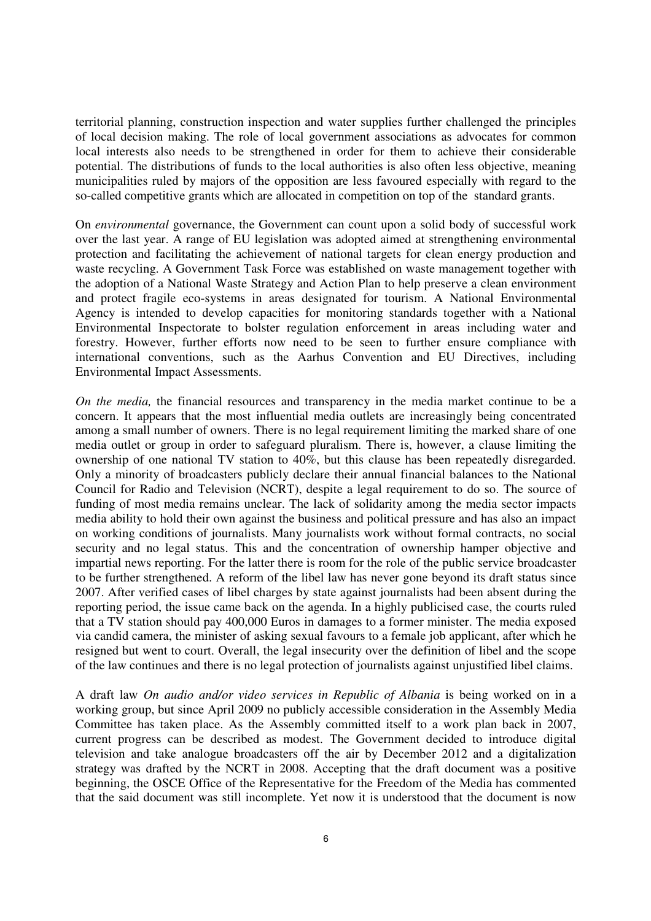territorial planning, construction inspection and water supplies further challenged the principles of local decision making. The role of local government associations as advocates for common local interests also needs to be strengthened in order for them to achieve their considerable potential. The distributions of funds to the local authorities is also often less objective, meaning municipalities ruled by majors of the opposition are less favoured especially with regard to the so-called competitive grants which are allocated in competition on top of the standard grants.

On *environmental* governance, the Government can count upon a solid body of successful work over the last year. A range of EU legislation was adopted aimed at strengthening environmental protection and facilitating the achievement of national targets for clean energy production and waste recycling. A Government Task Force was established on waste management together with the adoption of a National Waste Strategy and Action Plan to help preserve a clean environment and protect fragile eco-systems in areas designated for tourism. A National Environmental Agency is intended to develop capacities for monitoring standards together with a National Environmental Inspectorate to bolster regulation enforcement in areas including water and forestry. However, further efforts now need to be seen to further ensure compliance with international conventions, such as the Aarhus Convention and EU Directives, including Environmental Impact Assessments.

*On the media,* the financial resources and transparency in the media market continue to be a concern. It appears that the most influential media outlets are increasingly being concentrated among a small number of owners. There is no legal requirement limiting the marked share of one media outlet or group in order to safeguard pluralism. There is, however, a clause limiting the ownership of one national TV station to 40%, but this clause has been repeatedly disregarded. Only a minority of broadcasters publicly declare their annual financial balances to the National Council for Radio and Television (NCRT), despite a legal requirement to do so. The source of funding of most media remains unclear. The lack of solidarity among the media sector impacts media ability to hold their own against the business and political pressure and has also an impact on working conditions of journalists. Many journalists work without formal contracts, no social security and no legal status. This and the concentration of ownership hamper objective and impartial news reporting. For the latter there is room for the role of the public service broadcaster to be further strengthened. A reform of the libel law has never gone beyond its draft status since 2007. After verified cases of libel charges by state against journalists had been absent during the reporting period, the issue came back on the agenda. In a highly publicised case, the courts ruled that a TV station should pay 400,000 Euros in damages to a former minister. The media exposed via candid camera, the minister of asking sexual favours to a female job applicant, after which he resigned but went to court. Overall, the legal insecurity over the definition of libel and the scope of the law continues and there is no legal protection of journalists against unjustified libel claims.

A draft law *On audio and/or video services in Republic of Albania* is being worked on in a working group, but since April 2009 no publicly accessible consideration in the Assembly Media Committee has taken place. As the Assembly committed itself to a work plan back in 2007, current progress can be described as modest. The Government decided to introduce digital television and take analogue broadcasters off the air by December 2012 and a digitalization strategy was drafted by the NCRT in 2008. Accepting that the draft document was a positive beginning, the OSCE Office of the Representative for the Freedom of the Media has commented that the said document was still incomplete. Yet now it is understood that the document is now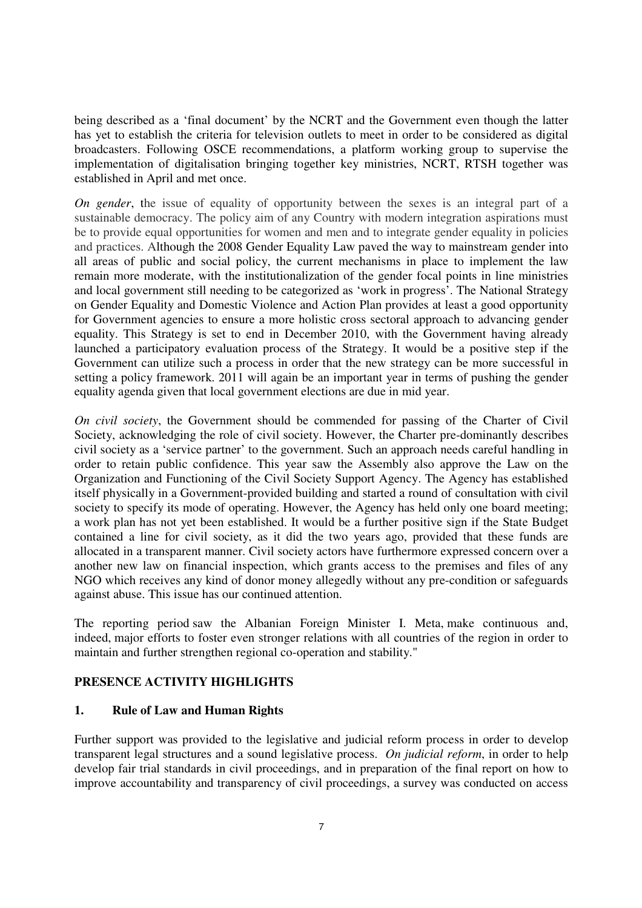being described as a 'final document' by the NCRT and the Government even though the latter has yet to establish the criteria for television outlets to meet in order to be considered as digital broadcasters. Following OSCE recommendations, a platform working group to supervise the implementation of digitalisation bringing together key ministries, NCRT, RTSH together was established in April and met once.

*On gender*, the issue of equality of opportunity between the sexes is an integral part of a sustainable democracy. The policy aim of any Country with modern integration aspirations must be to provide equal opportunities for women and men and to integrate gender equality in policies and practices. Although the 2008 Gender Equality Law paved the way to mainstream gender into all areas of public and social policy, the current mechanisms in place to implement the law remain more moderate, with the institutionalization of the gender focal points in line ministries and local government still needing to be categorized as 'work in progress'. The National Strategy on Gender Equality and Domestic Violence and Action Plan provides at least a good opportunity for Government agencies to ensure a more holistic cross sectoral approach to advancing gender equality. This Strategy is set to end in December 2010, with the Government having already launched a participatory evaluation process of the Strategy. It would be a positive step if the Government can utilize such a process in order that the new strategy can be more successful in setting a policy framework. 2011 will again be an important year in terms of pushing the gender equality agenda given that local government elections are due in mid year.

*On civil society*, the Government should be commended for passing of the Charter of Civil Society, acknowledging the role of civil society. However, the Charter pre-dominantly describes civil society as a 'service partner' to the government. Such an approach needs careful handling in order to retain public confidence. This year saw the Assembly also approve the Law on the Organization and Functioning of the Civil Society Support Agency. The Agency has established itself physically in a Government-provided building and started a round of consultation with civil society to specify its mode of operating. However, the Agency has held only one board meeting; a work plan has not yet been established. It would be a further positive sign if the State Budget contained a line for civil society, as it did the two years ago, provided that these funds are allocated in a transparent manner. Civil society actors have furthermore expressed concern over a another new law on financial inspection, which grants access to the premises and files of any NGO which receives any kind of donor money allegedly without any pre-condition or safeguards against abuse. This issue has our continued attention.

The reporting period saw the Albanian Foreign Minister I. Meta, make continuous and, indeed, major efforts to foster even stronger relations with all countries of the region in order to maintain and further strengthen regional co-operation and stability."

## PRESENCE ACTIVITY HIGHLIGHTS

### 1. Rule of Law and Human Rights

Further support was provided to the legislative and judicial reform process in order to develop transparent legal structures and a sound legislative process. *On judicial reform*, in order to help develop fair trial standards in civil proceedings, and in preparation of the final report on how to improve accountability and transparency of civil proceedings, a survey was conducted on access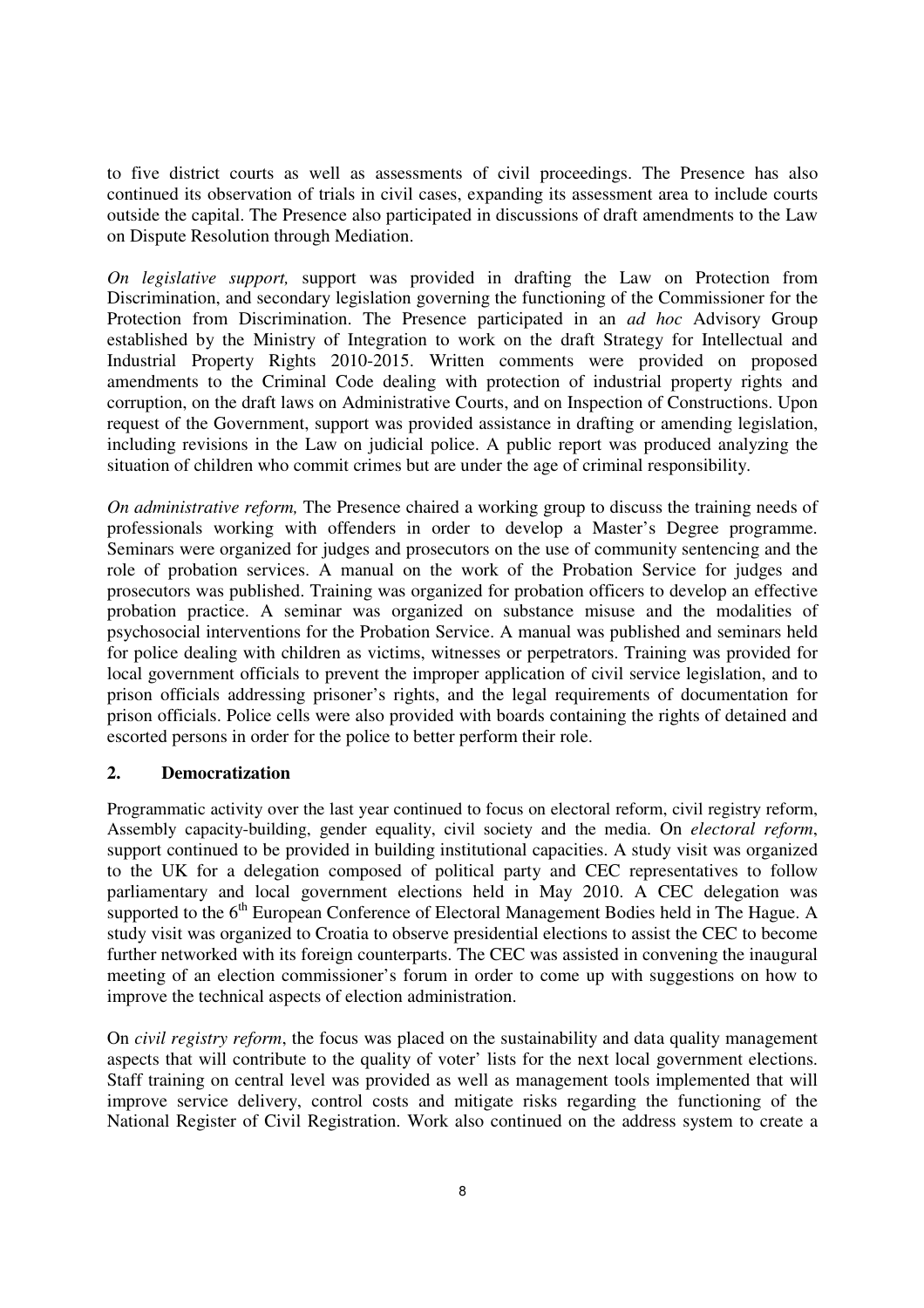to five district courts as well as assessments of civil proceedings. The Presence has also continued its observation of trials in civil cases, expanding its assessment area to include courts outside the capital. The Presence also participated in discussions of draft amendments to the Law on Dispute Resolution through Mediation.

*On legislative support,* support was provided in drafting the Law on Protection from Discrimination, and secondary legislation governing the functioning of the Commissioner for the Protection from Discrimination. The Presence participated in an *ad hoc* Advisory Group established by the Ministry of Integration to work on the draft Strategy for Intellectual and Industrial Property Rights 2010-2015. Written comments were provided on proposed amendments to the Criminal Code dealing with protection of industrial property rights and corruption, on the draft laws on Administrative Courts, and on Inspection of Constructions. Upon request of the Government, support was provided assistance in drafting or amending legislation, including revisions in the Law on judicial police. A public report was produced analyzing the situation of children who commit crimes but are under the age of criminal responsibility.

*On administrative reform,* The Presence chaired a working group to discuss the training needs of professionals working with offenders in order to develop a Master's Degree programme. Seminars were organized for judges and prosecutors on the use of community sentencing and the role of probation services. A manual on the work of the Probation Service for judges and prosecutors was published. Training was organized for probation officers to develop an effective probation practice. A seminar was organized on substance misuse and the modalities of psychosocial interventions for the Probation Service. A manual was published and seminars held for police dealing with children as victims, witnesses or perpetrators. Training was provided for local government officials to prevent the improper application of civil service legislation, and to prison officials addressing prisoner's rights, and the legal requirements of documentation for prison officials. Police cells were also provided with boards containing the rights of detained and escorted persons in order for the police to better perform their role.

## 2. Democratization

Programmatic activity over the last year continued to focus on electoral reform, civil registry reform, Assembly capacity-building, gender equality, civil society and the media. On *electoral reform*, support continued to be provided in building institutional capacities. A study visit was organized to the UK for a delegation composed of political party and CEC representatives to follow parliamentary and local government elections held in May 2010. A CEC delegation was supported to the 6th European Conference of Electoral Management Bodies held in The Hague. A study visit was organized to Croatia to observe presidential elections to assist the CEC to become further networked with its foreign counterparts. The CEC was assisted in convening the inaugural meeting of an election commissioner's forum in order to come up with suggestions on how to improve the technical aspects of election administration.

On *civil registry reform*, the focus was placed on the sustainability and data quality management aspects that will contribute to the quality of voter' lists for the next local government elections. Staff training on central level was provided as well as management tools implemented that will improve service delivery, control costs and mitigate risks regarding the functioning of the National Register of Civil Registration. Work also continued on the address system to create a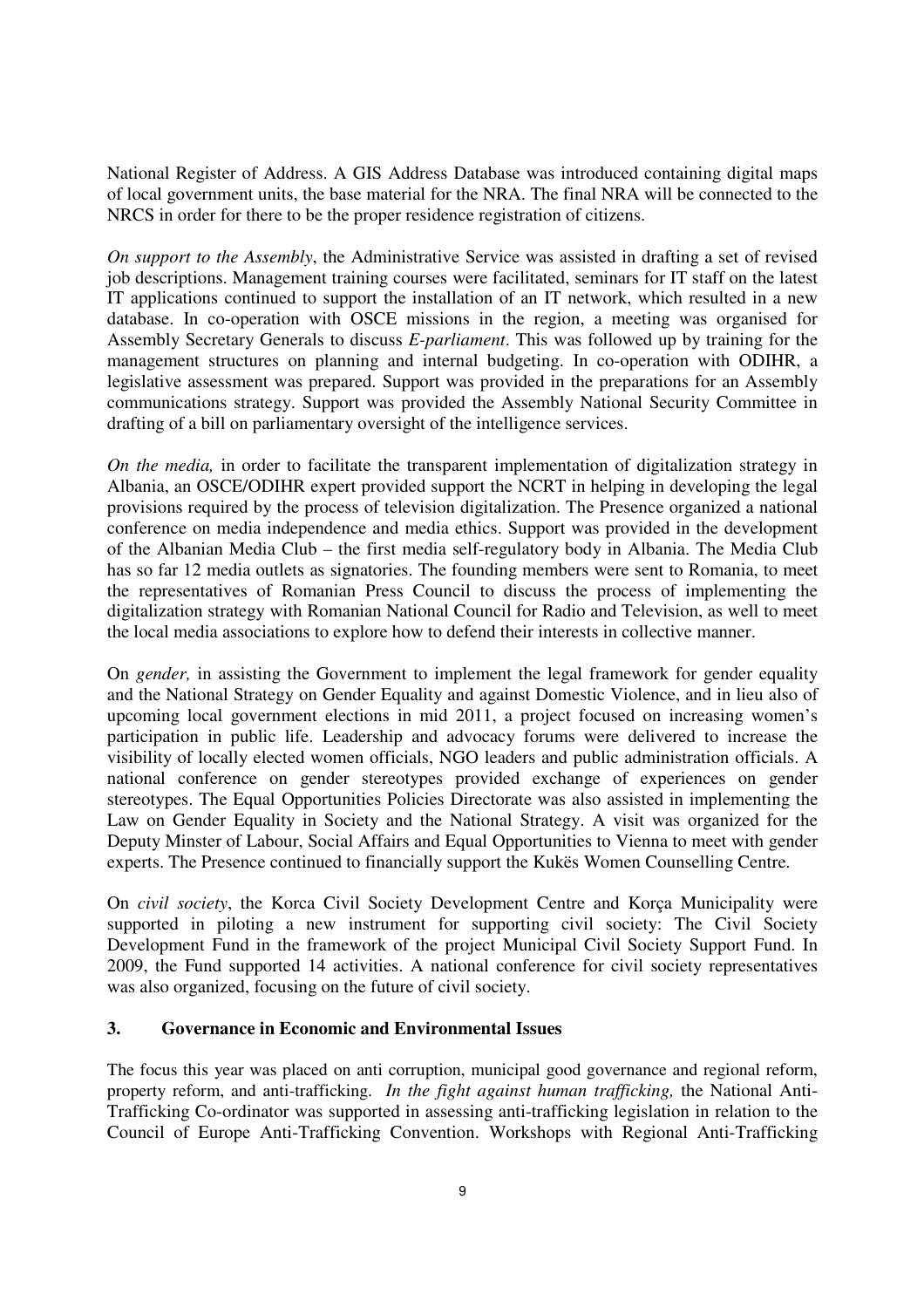National Register of Address. A GIS Address Database was introduced containing digital maps of local government units, the base material for the NRA. The final NRA will be connected to the NRCS in order for there to be the proper residence registration of citizens.

*On support to the Assembly*, the Administrative Service was assisted in drafting a set of revised job descriptions. Management training courses were facilitated, seminars for IT staff on the latest IT applications continued to support the installation of an IT network, which resulted in a new database. In co-operation with OSCE missions in the region, a meeting was organised for Assembly Secretary Generals to discuss *E-parliament*. This was followed up by training for the management structures on planning and internal budgeting. In co-operation with ODIHR, a legislative assessment was prepared. Support was provided in the preparations for an Assembly communications strategy. Support was provided the Assembly National Security Committee in drafting of a bill on parliamentary oversight of the intelligence services.

*On the media,* in order to facilitate the transparent implementation of digitalization strategy in Albania, an OSCE/ODIHR expert provided support the NCRT in helping in developing the legal provisions required by the process of television digitalization. The Presence organized a national conference on media independence and media ethics. Support was provided in the development of the Albanian Media Club – the first media self-regulatory body in Albania. The Media Club has so far 12 media outlets as signatories. The founding members were sent to Romania, to meet the representatives of Romanian Press Council to discuss the process of implementing the digitalization strategy with Romanian National Council for Radio and Television, as well to meet the local media associations to explore how to defend their interests in collective manner.

On *gender,* in assisting the Government to implement the legal framework for gender equality and the National Strategy on Gender Equality and against Domestic Violence, and in lieu also of upcoming local government elections in mid 2011, a project focused on increasing women's participation in public life. Leadership and advocacy forums were delivered to increase the visibility of locally elected women officials, NGO leaders and public administration officials. A national conference on gender stereotypes provided exchange of experiences on gender stereotypes. The Equal Opportunities Policies Directorate was also assisted in implementing the Law on Gender Equality in Society and the National Strategy. A visit was organized for the Deputy Minster of Labour, Social Affairs and Equal Opportunities to Vienna to meet with gender experts. The Presence continued to financially support the Kukës Women Counselling Centre.

On *civil society*, the Korca Civil Society Development Centre and Korça Municipality were supported in piloting a new instrument for supporting civil society: The Civil Society Development Fund in the framework of the project Municipal Civil Society Support Fund. In 2009, the Fund supported 14 activities. A national conference for civil society representatives was also organized, focusing on the future of civil society.

### 3. Governance in Economic and Environmental Issues

The focus this year was placed on anti corruption, municipal good governance and regional reform, property reform, and anti-trafficking. *In the fight against human trafficking,* the National Anti-Trafficking Co-ordinator was supported in assessing anti-trafficking legislation in relation to the Council of Europe Anti-Trafficking Convention. Workshops with Regional Anti-Trafficking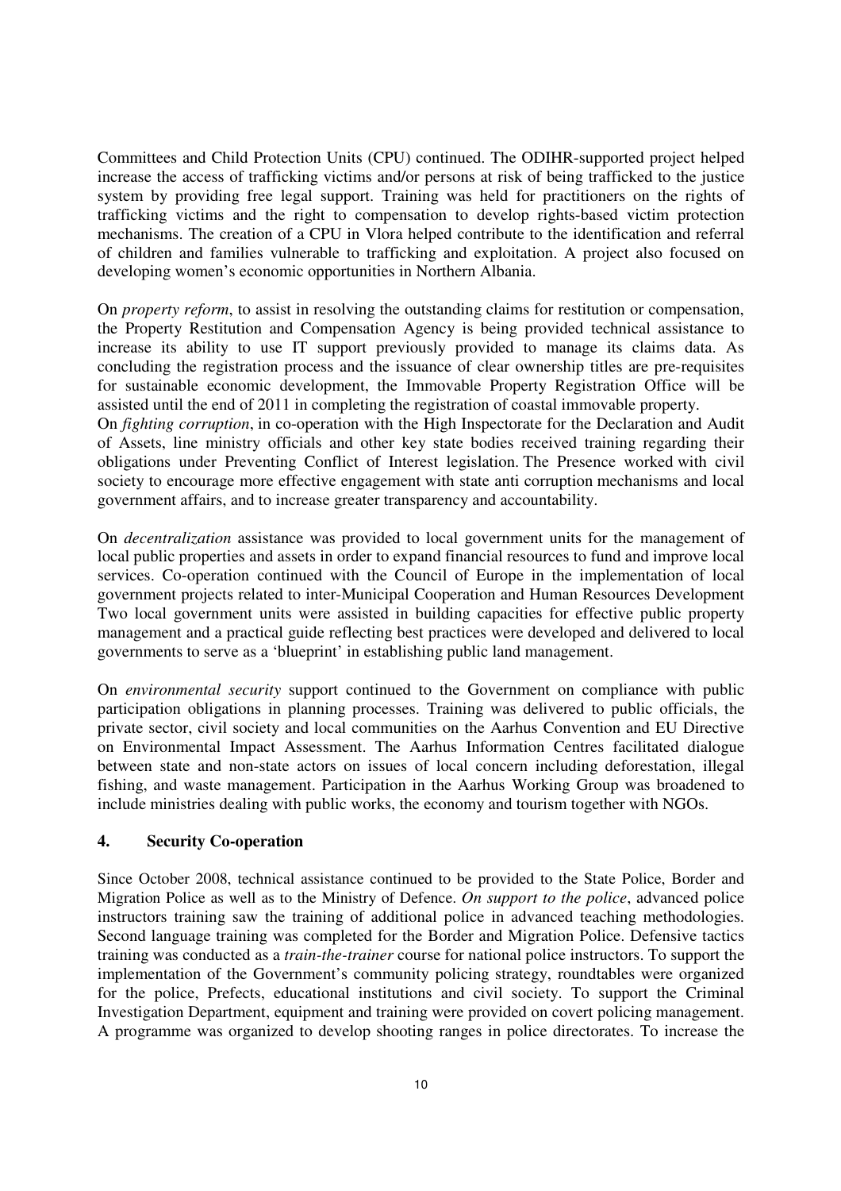Committees and Child Protection Units (CPU) continued. The ODIHR-supported project helped increase the access of trafficking victims and/or persons at risk of being trafficked to the justice system by providing free legal support. Training was held for practitioners on the rights of trafficking victims and the right to compensation to develop rights-based victim protection mechanisms. The creation of a CPU in Vlora helped contribute to the identification and referral of children and families vulnerable to trafficking and exploitation. A project also focused on developing women's economic opportunities in Northern Albania.

On *property reform*, to assist in resolving the outstanding claims for restitution or compensation, the Property Restitution and Compensation Agency is being provided technical assistance to increase its ability to use IT support previously provided to manage its claims data. As concluding the registration process and the issuance of clear ownership titles are pre-requisites for sustainable economic development, the Immovable Property Registration Office will be assisted until the end of 2011 in completing the registration of coastal immovable property.

On *fighting corruption*, in co-operation with the High Inspectorate for the Declaration and Audit of Assets, line ministry officials and other key state bodies received training regarding their obligations under Preventing Conflict of Interest legislation. The Presence worked with civil society to encourage more effective engagement with state anti corruption mechanisms and local government affairs, and to increase greater transparency and accountability.

On *decentralization* assistance was provided to local government units for the management of local public properties and assets in order to expand financial resources to fund and improve local services. Co-operation continued with the Council of Europe in the implementation of local government projects related to inter-Municipal Cooperation and Human Resources Development Two local government units were assisted in building capacities for effective public property management and a practical guide reflecting best practices were developed and delivered to local governments to serve as a 'blueprint' in establishing public land management.

On *environmental security* support continued to the Government on compliance with public participation obligations in planning processes. Training was delivered to public officials, the private sector, civil society and local communities on the Aarhus Convention and EU Directive on Environmental Impact Assessment. The Aarhus Information Centres facilitated dialogue between state and non-state actors on issues of local concern including deforestation, illegal fishing, and waste management. Participation in the Aarhus Working Group was broadened to include ministries dealing with public works, the economy and tourism together with NGOs.

## 4. Security Co-operation

Since October 2008, technical assistance continued to be provided to the State Police, Border and Migration Police as well as to the Ministry of Defence. *On support to the police*, advanced police instructors training saw the training of additional police in advanced teaching methodologies. Second language training was completed for the Border and Migration Police. Defensive tactics training was conducted as a *train-the-trainer* course for national police instructors. To support the implementation of the Government's community policing strategy, roundtables were organized for the police, Prefects, educational institutions and civil society. To support the Criminal Investigation Department, equipment and training were provided on covert policing management. A programme was organized to develop shooting ranges in police directorates. To increase the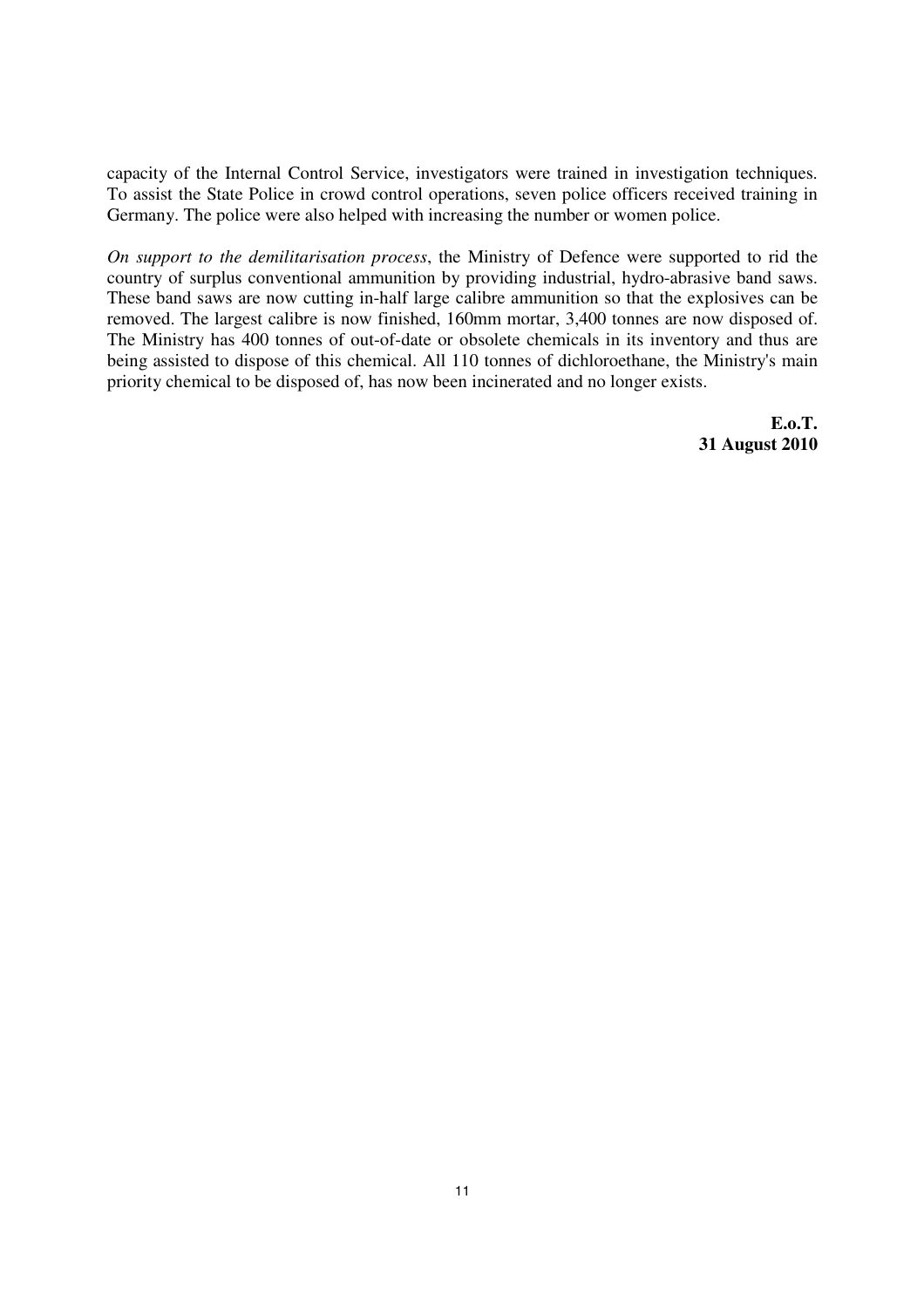capacity of the Internal Control Service, investigators were trained in investigation techniques. To assist the State Police in crowd control operations, seven police officers received training in Germany. The police were also helped with increasing the number or women police.

*On support to the demilitarisation process*, the Ministry of Defence were supported to rid the country of surplus conventional ammunition by providing industrial, hydro-abrasive band saws. These band saws are now cutting in-half large calibre ammunition so that the explosives can be removed. The largest calibre is now finished, 160mm mortar, 3,400 tonnes are now disposed of. The Ministry has 400 tonnes of out-of-date or obsolete chemicals in its inventory and thus are being assisted to dispose of this chemical. All 110 tonnes of dichloroethane, the Ministry's main priority chemical to be disposed of, has now been incinerated and no longer exists.

**E.o.T.**
**31 August 2010**